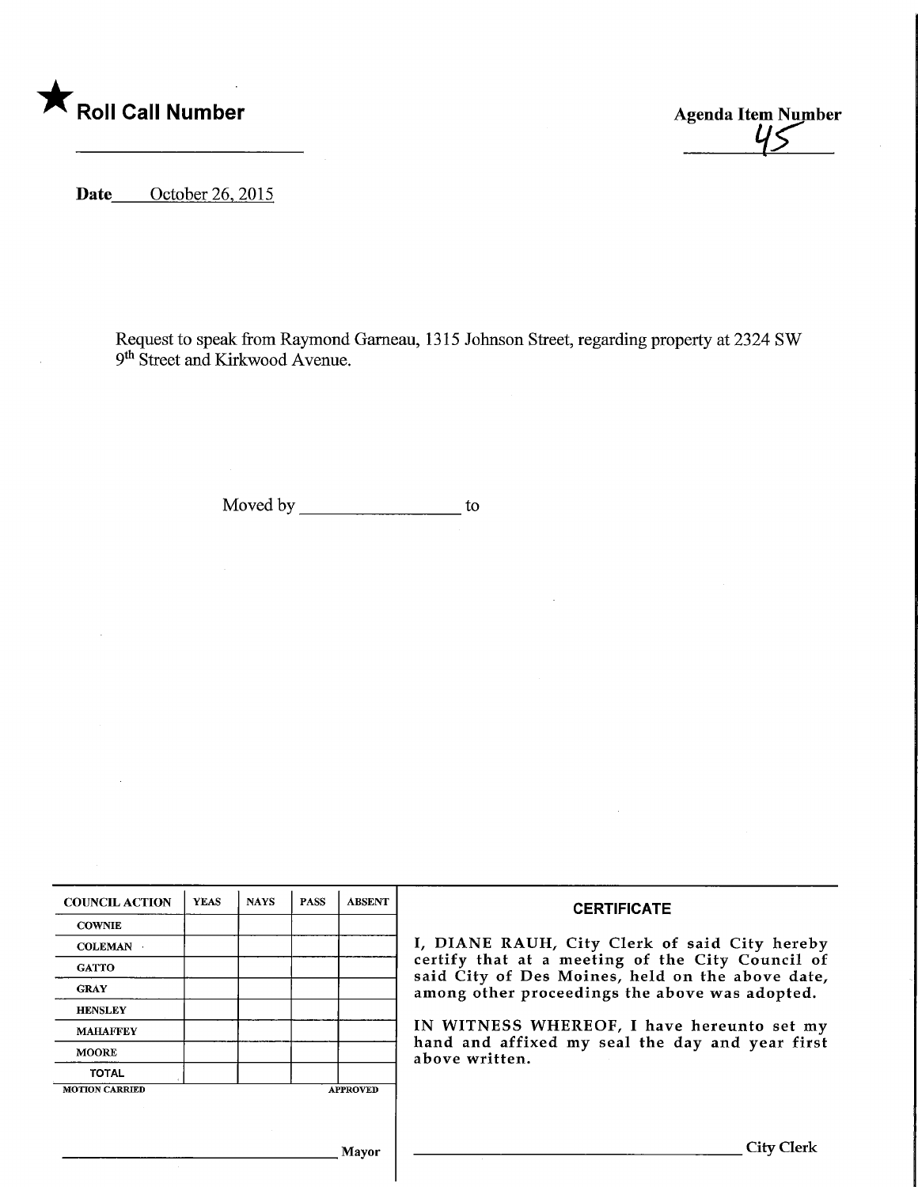★ **Roll Call Number**

**Agenda Item Number**
45

**Date** October 26, 2015

Request to speak from Raymond Garneau, 1315 Johnson Street, regarding property at 2324 SW 9th Street and Kirkwood Avenue.

Moved by ______________ to

| COUNCIL ACTION | YEAS | NAYS | PASS | ABSENT |
|---|---|---|---|---|
| COWNIE | | | | |
| COLEMAN | | | | |
| GATTO | | | | |
| GRAY | | | | |
| HENSLEY | | | | |
| MAHAFFEY | | | | |
| MOORE | | | | |
| TOTAL | | | | |

MOTION CARRIED APPROVED

______________ Mayor

**CERTIFICATE**

I, DIANE RAUH, City Clerk of said City hereby certify that at a meeting of the City Council of said City of Des Moines, held on the above date, among other proceedings the above was adopted.

IN WITNESS WHEREOF, I have hereunto set my hand and affixed my seal the day and year first above written.

______________ City Clerk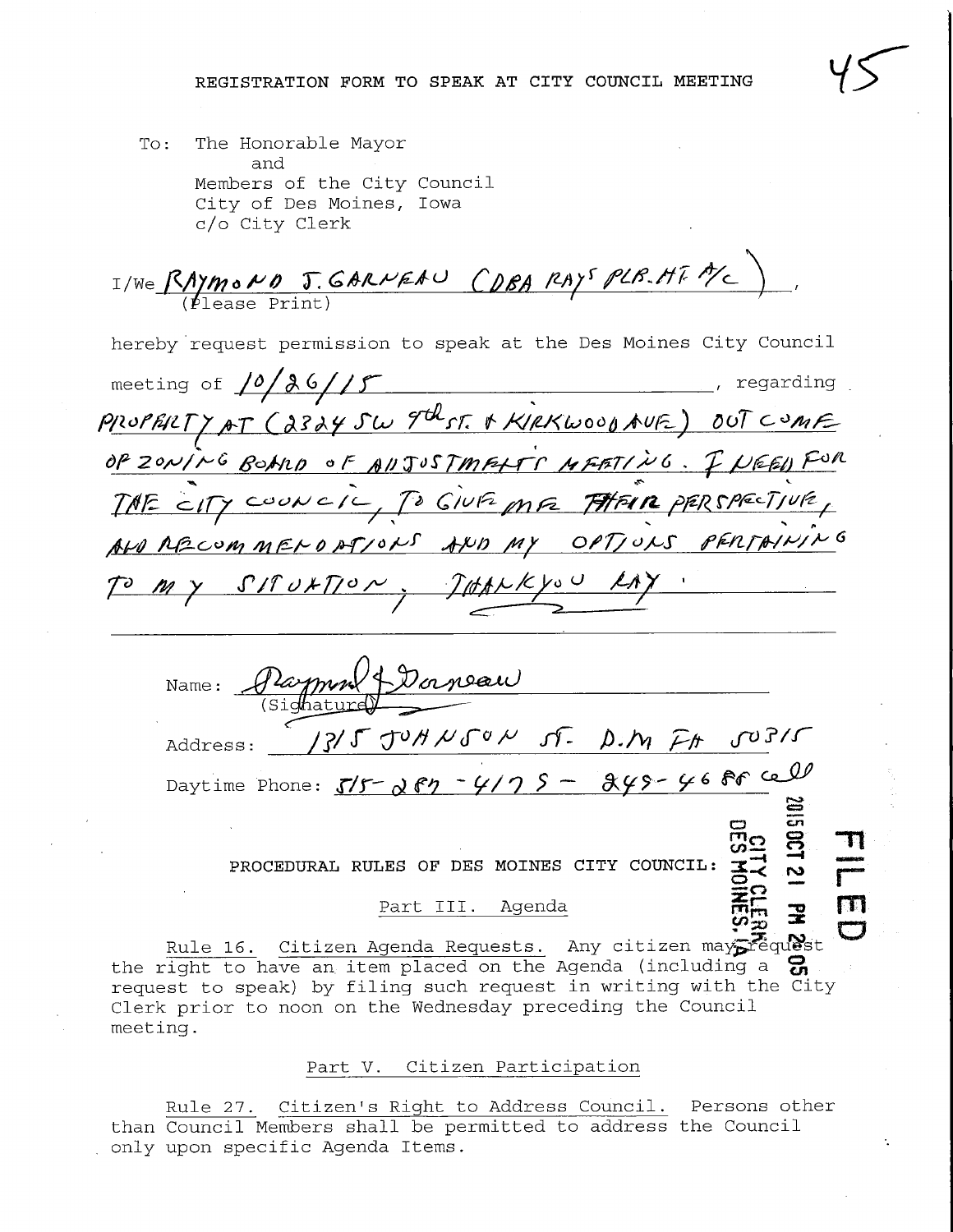45

REGISTRATION FORM TO SPEAK AT CITY COUNCIL MEETING

To: The Honorable Mayor
and
Members of the City Council
City of Des Moines, Iowa
c/o City Clerk

I/We RAYMOND J. GARNEAU (DBA RAYS PLB.HT A/C),
(Please Print)

hereby request permission to speak at the Des Moines City Council meeting of 10/26/15, regarding PROPERTY AT (2324 SW 9th ST. & KIRKWOOD AVE) OUT COME OF ZONING BOARD OF ADJUSTMENTS MEETING. I NEED FOR THE CITY COUNCIL, TO GIVE ME THEIR PERSPECTIVE, AND RECOMMENDATIONS AND MY OPTIONS PERTAINING TO MY SITUATION, THANKYOU RAY.

Name: Raymond J Garneau
(Signature)

Address: 1315 JOHNSON ST. D.M IA 50315

Daytime Phone: 515-287-4175 - 249-4688 cell

FILED
2015 OCT 21 PM 2:05
CITY CLERK
DES MOINES, IA

PROCEDURAL RULES OF DES MOINES CITY COUNCIL:

Part III. Agenda

Rule 16. Citizen Agenda Requests. Any citizen may request the right to have an item placed on the Agenda (including a request to speak) by filing such request in writing with the City Clerk prior to noon on the Wednesday preceding the Council meeting.

Part V. Citizen Participation

Rule 27. Citizen's Right to Address Council. Persons other than Council Members shall be permitted to address the Council only upon specific Agenda Items.